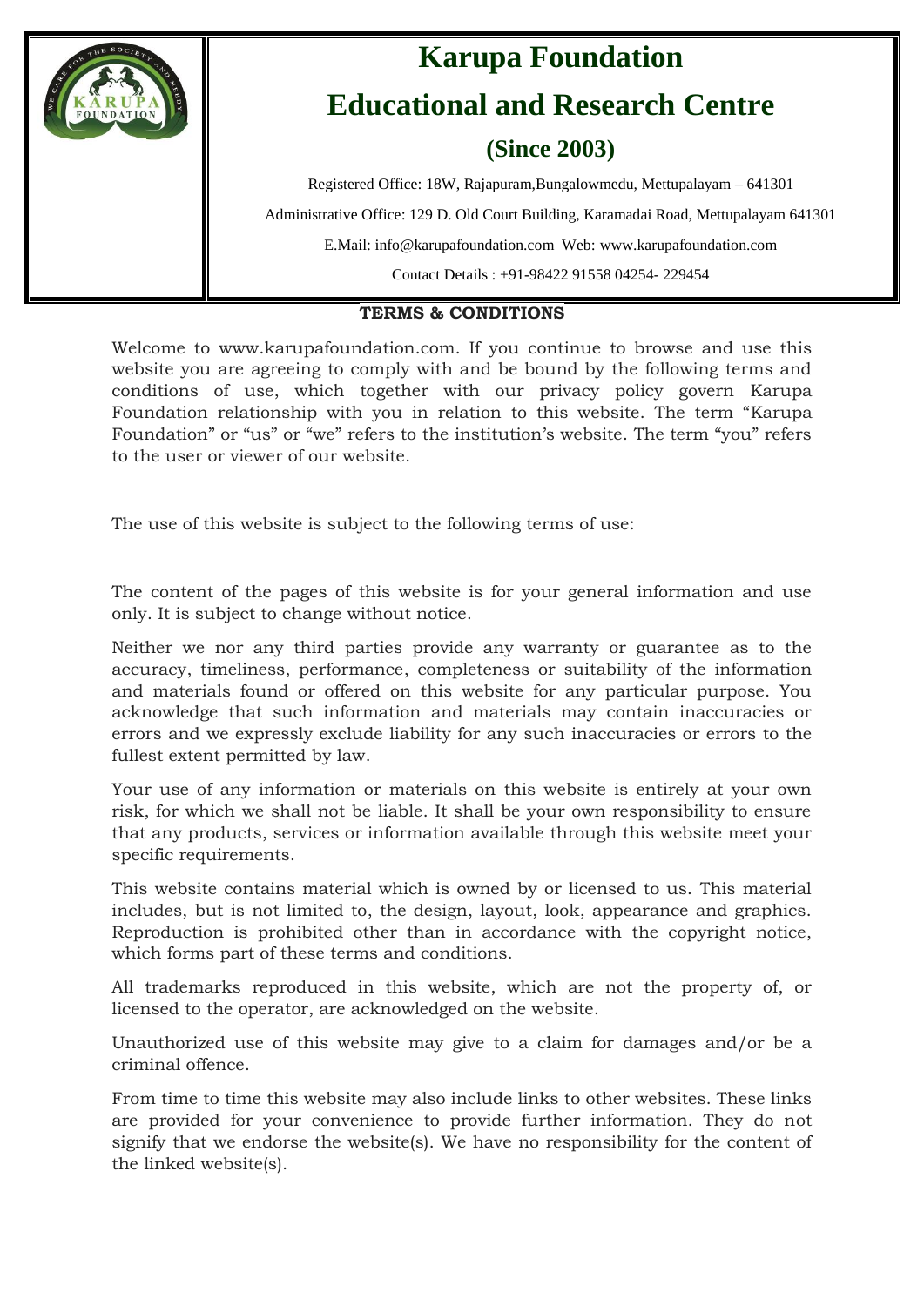# Karupa Foundation

## Educational and Research Centre

### (Since 2003)

Registered Office: 18W, Rajapuram,Bungalowmedu, Mettupalayam – 641301

Administrative Office: 129 D. Old Court Building, Karamadai Road, Mettupalayam 641301

E.Mail: info@karupafoundation.com Web: www.karupafoundation.com

Contact Details : +91-98422 91558 04254- 229454

**TERMS & CONDITIONS**

Welcome to www.karupafoundation.com. If you continue to browse and use this website you are agreeing to comply with and be bound by the following terms and conditions of use, which together with our privacy policy govern Karupa Foundation relationship with you in relation to this website. The term "Karupa Foundation" or "us" or "we" refers to the institution's website. The term "you" refers to the user or viewer of our website.

The use of this website is subject to the following terms of use:

The content of the pages of this website is for your general information and use only. It is subject to change without notice.

Neither we nor any third parties provide any warranty or guarantee as to the accuracy, timeliness, performance, completeness or suitability of the information and materials found or offered on this website for any particular purpose. You acknowledge that such information and materials may contain inaccuracies or errors and we expressly exclude liability for any such inaccuracies or errors to the fullest extent permitted by law.

Your use of any information or materials on this website is entirely at your own risk, for which we shall not be liable. It shall be your own responsibility to ensure that any products, services or information available through this website meet your specific requirements.

This website contains material which is owned by or licensed to us. This material includes, but is not limited to, the design, layout, look, appearance and graphics. Reproduction is prohibited other than in accordance with the copyright notice, which forms part of these terms and conditions.

All trademarks reproduced in this website, which are not the property of, or licensed to the operator, are acknowledged on the website.

Unauthorized use of this website may give to a claim for damages and/or be a criminal offence.

From time to time this website may also include links to other websites. These links are provided for your convenience to provide further information. They do not signify that we endorse the website(s). We have no responsibility for the content of the linked website(s).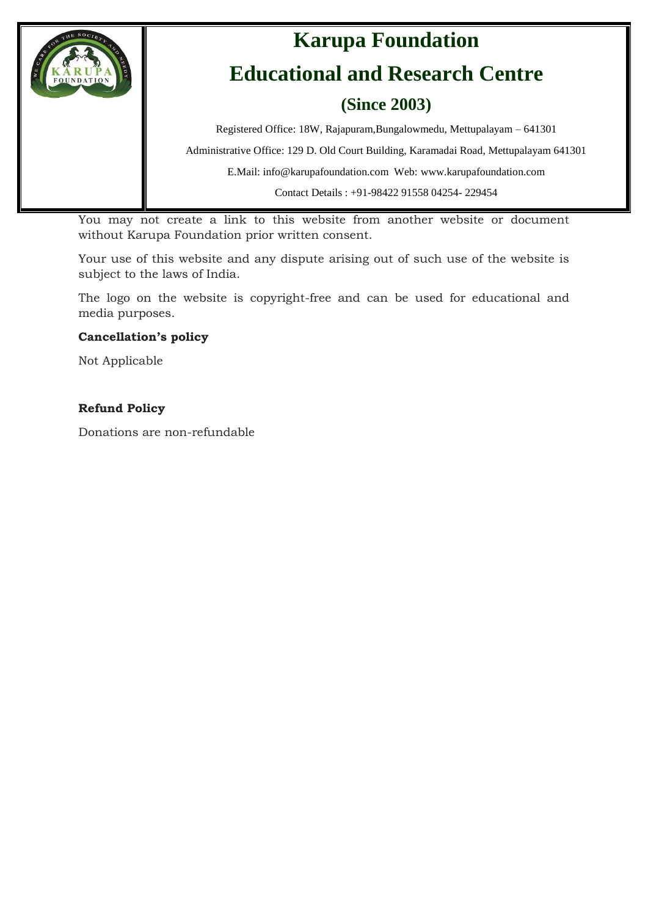You may not create a link to this website from another website or document without Karupa Foundation prior written consent.

Your use of this website and any dispute arising out of such use of the website is subject to the laws of India.

The logo on the website is copyright-free and can be used for educational and media purposes.

**Cancellation's policy**

Not Applicable

**Refund Policy**

Donations are non-refundable